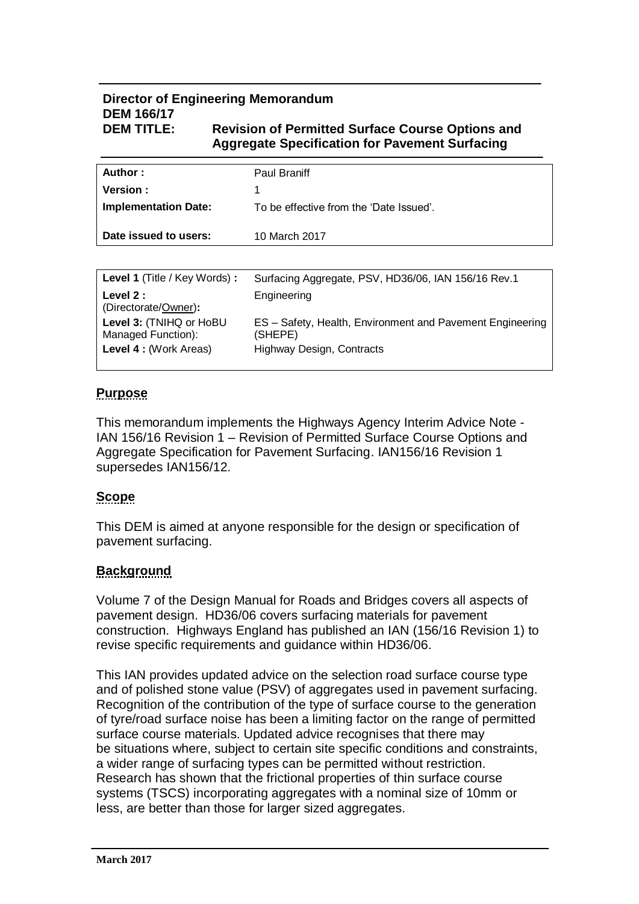**Director of Engineering Memorandum**
**DEM 166/17**
**DEM TITLE: Revision of Permitted Surface Course Options and Aggregate Specification for Pavement Surfacing**

| | |
|---|---|
| **Author :** | Paul Braniff |
| **Version :** | 1 |
| **Implementation Date:** | To be effective from the 'Date Issued'. |
| **Date issued to users:** | 10 March 2017 |

| | |
|---|---|
| **Level 1** (Title / Key Words) **:** | Surfacing Aggregate, PSV, HD36/06, IAN 156/16 Rev.1 |
| **Level 2 :** (Directorate/Owner)**:** | Engineering |
| **Level 3:** (TNIHQ or HoBU Managed Function): | ES – Safety, Health, Environment and Pavement Engineering (SHEPE) |
| **Level 4 :** (Work Areas) | Highway Design, Contracts |

## Purpose

This memorandum implements the Highways Agency Interim Advice Note - IAN 156/16 Revision 1 – Revision of Permitted Surface Course Options and Aggregate Specification for Pavement Surfacing. IAN156/16 Revision 1 supersedes IAN156/12.

## Scope

This DEM is aimed at anyone responsible for the design or specification of pavement surfacing.

## Background

Volume 7 of the Design Manual for Roads and Bridges covers all aspects of pavement design. HD36/06 covers surfacing materials for pavement construction. Highways England has published an IAN (156/16 Revision 1) to revise specific requirements and guidance within HD36/06.

This IAN provides updated advice on the selection road surface course type and of polished stone value (PSV) of aggregates used in pavement surfacing. Recognition of the contribution of the type of surface course to the generation of tyre/road surface noise has been a limiting factor on the range of permitted surface course materials. Updated advice recognises that there may be situations where, subject to certain site specific conditions and constraints, a wider range of surfacing types can be permitted without restriction. Research has shown that the frictional properties of thin surface course systems (TSCS) incorporating aggregates with a nominal size of 10mm or less, are better than those for larger sized aggregates.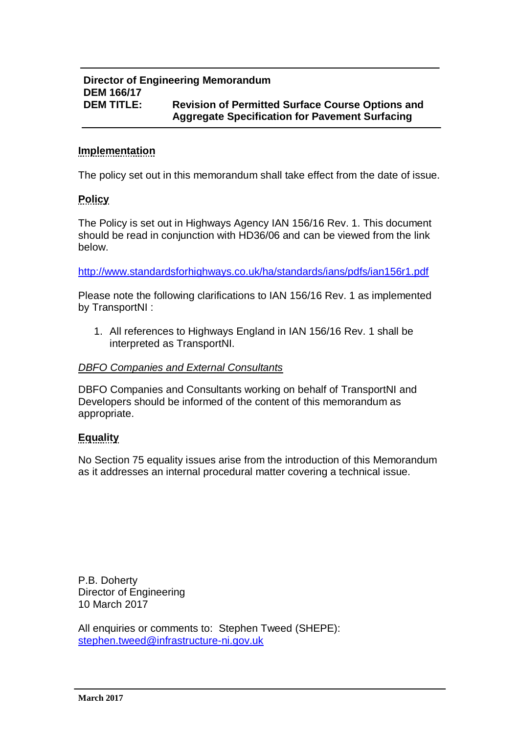**Director of Engineering Memorandum**
**DEM 166/17**
**DEM TITLE:** **Revision of Permitted Surface Course Options and Aggregate Specification for Pavement Surfacing**

## Implementation

The policy set out in this memorandum shall take effect from the date of issue.

## Policy

The Policy is set out in Highways Agency IAN 156/16 Rev. 1. This document should be read in conjunction with HD36/06 and can be viewed from the link below.

http://www.standardsforhighways.co.uk/ha/standards/ians/pdfs/ian156r1.pdf

Please note the following clarifications to IAN 156/16 Rev. 1 as implemented by TransportNI :

1. All references to Highways England in IAN 156/16 Rev. 1 shall be interpreted as TransportNI.

### *DBFO Companies and External Consultants*

DBFO Companies and Consultants working on behalf of TransportNI and Developers should be informed of the content of this memorandum as appropriate.

## Equality

No Section 75 equality issues arise from the introduction of this Memorandum as it addresses an internal procedural matter covering a technical issue.

P.B. Doherty
Director of Engineering
10 March 2017

All enquiries or comments to: Stephen Tweed (SHEPE):
stephen.tweed@infrastructure-ni.gov.uk